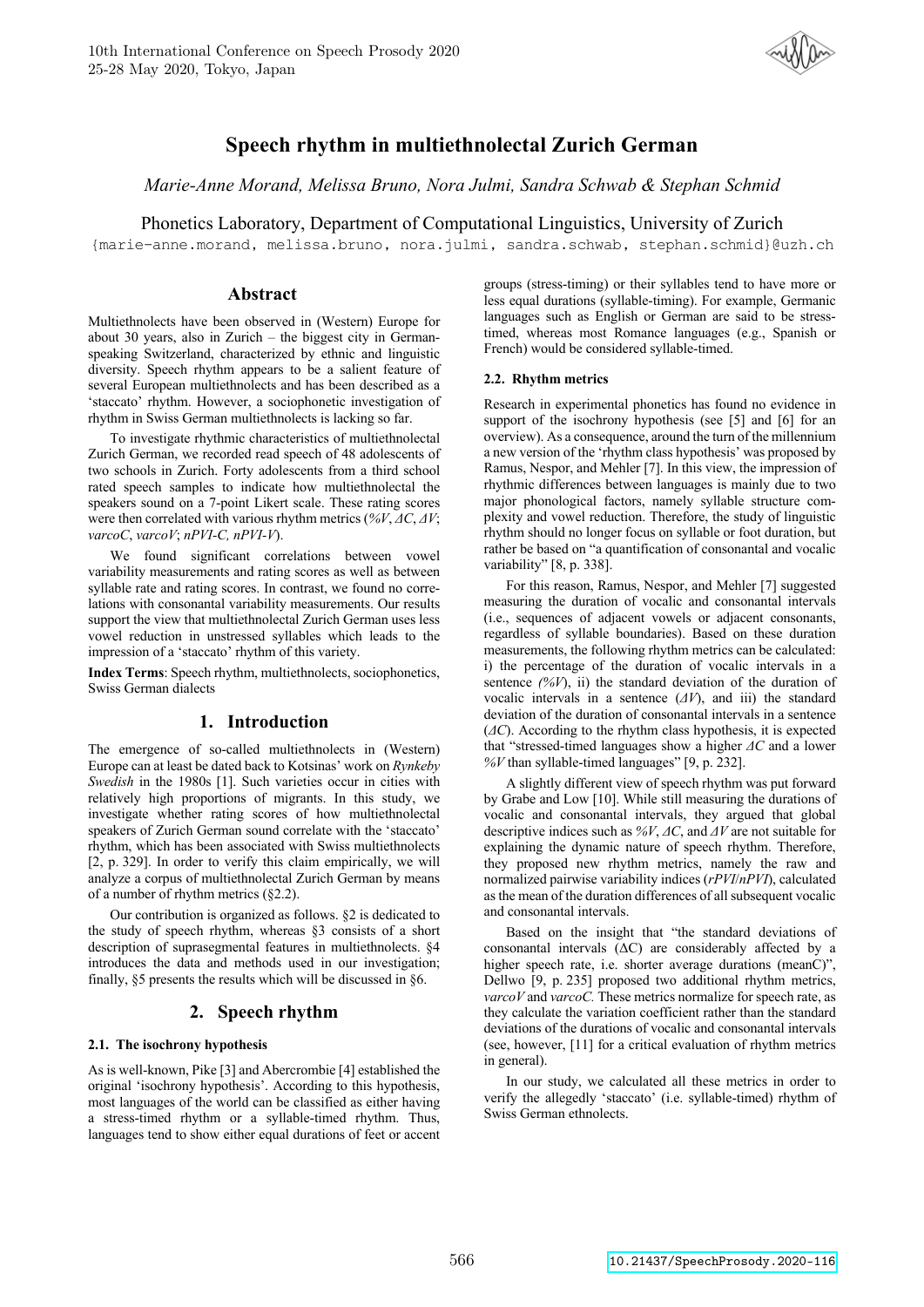# Speech rhythm in multiethnolectal Zurich German

*Marie-Anne Morand, Melissa Bruno, Nora Julmi, Sandra Schwab & Stephan Schmid*

Phonetics Laboratory, Department of Computational Linguistics, University of Zurich

{marie-anne.morand, melissa.bruno, nora.julmi, sandra.schwab, stephan.schmid}@uzh.ch

## Abstract

Multiethnolects have been observed in (Western) Europe for about 30 years, also in Zurich – the biggest city in German-speaking Switzerland, characterized by ethnic and linguistic diversity. Speech rhythm appears to be a salient feature of several European multiethnolects and has been described as a 'staccato' rhythm. However, a sociophonetic investigation of rhythm in Swiss German multiethnolects is lacking so far.

To investigate rhythmic characteristics of multiethnolectal Zurich German, we recorded read speech of 48 adolescents of two schools in Zurich. Forty adolescents from a third school rated speech samples to indicate how multiethnolectal the speakers sound on a 7-point Likert scale. These rating scores were then correlated with various rhythm metrics (*%V*, *ΔC*, *ΔV*; *varcoC*, *varcoV*; *nPVI-C, nPVI-V*).

We found significant correlations between vowel variability measurements and rating scores as well as between syllable rate and rating scores. In contrast, we found no correlations with consonantal variability measurements. Our results support the view that multiethnolectal Zurich German uses less vowel reduction in unstressed syllables which leads to the impression of a 'staccato' rhythm of this variety.

**Index Terms**: Speech rhythm, multiethnolects, sociophonetics, Swiss German dialects

## 1. Introduction

The emergence of so-called multiethnolects in (Western) Europe can at least be dated back to Kotsinas' work on *Rynkeby Swedish* in the 1980s [1]. Such varieties occur in cities with relatively high proportions of migrants. In this study, we investigate whether rating scores of how multiethnolectal speakers of Zurich German sound correlate with the 'staccato' rhythm, which has been associated with Swiss multiethnolects [2, p. 329]. In order to verify this claim empirically, we will analyze a corpus of multiethnolectal Zurich German by means of a number of rhythm metrics (§2.2).

Our contribution is organized as follows. §2 is dedicated to the study of speech rhythm, whereas §3 consists of a short description of suprasegmental features in multiethnolects. §4 introduces the data and methods used in our investigation; finally, §5 presents the results which will be discussed in §6.

## 2. Speech rhythm

### 2.1. The isochrony hypothesis

As is well-known, Pike [3] and Abercrombie [4] established the original 'isochrony hypothesis'. According to this hypothesis, most languages of the world can be classified as either having a stress-timed rhythm or a syllable-timed rhythm. Thus, languages tend to show either equal durations of feet or accent groups (stress-timing) or their syllables tend to have more or less equal durations (syllable-timing). For example, Germanic languages such as English or German are said to be stress-timed, whereas most Romance languages (e.g., Spanish or French) would be considered syllable-timed.

### 2.2. Rhythm metrics

Research in experimental phonetics has found no evidence in support of the isochrony hypothesis (see [5] and [6] for an overview). As a consequence, around the turn of the millennium a new version of the 'rhythm class hypothesis' was proposed by Ramus, Nespor, and Mehler [7]. In this view, the impression of rhythmic differences between languages is mainly due to two major phonological factors, namely syllable structure complexity and vowel reduction. Therefore, the study of linguistic rhythm should no longer focus on syllable or foot duration, but rather be based on "a quantification of consonantal and vocalic variability" [8, p. 338].

For this reason, Ramus, Nespor, and Mehler [7] suggested measuring the duration of vocalic and consonantal intervals (i.e., sequences of adjacent vowels or adjacent consonants, regardless of syllable boundaries). Based on these duration measurements, the following rhythm metrics can be calculated: i) the percentage of the duration of vocalic intervals in a sentence *(%V)*, ii) the standard deviation of the duration of vocalic intervals in a sentence (*ΔV*), and iii) the standard deviation of the duration of consonantal intervals in a sentence (*ΔC*). According to the rhythm class hypothesis, it is expected that "stressed-timed languages show a higher *ΔC* and a lower *%V* than syllable-timed languages" [9, p. 232].

A slightly different view of speech rhythm was put forward by Grabe and Low [10]. While still measuring the durations of vocalic and consonantal intervals, they argued that global descriptive indices such as *%V*, *ΔC*, and *ΔV* are not suitable for explaining the dynamic nature of speech rhythm. Therefore, they proposed new rhythm metrics, namely the raw and normalized pairwise variability indices (*rPVI*/*nPVI*), calculated as the mean of the duration differences of all subsequent vocalic and consonantal intervals.

Based on the insight that "the standard deviations of consonantal intervals (ΔC) are considerably affected by a higher speech rate, i.e. shorter average durations (meanC)", Dellwo [9, p. 235] proposed two additional rhythm metrics, *varcoV* and *varcoC.* These metrics normalize for speech rate, as they calculate the variation coefficient rather than the standard deviations of the durations of vocalic and consonantal intervals (see, however, [11] for a critical evaluation of rhythm metrics in general).

In our study, we calculated all these metrics in order to verify the allegedly 'staccato' (i.e. syllable-timed) rhythm of Swiss German ethnolects.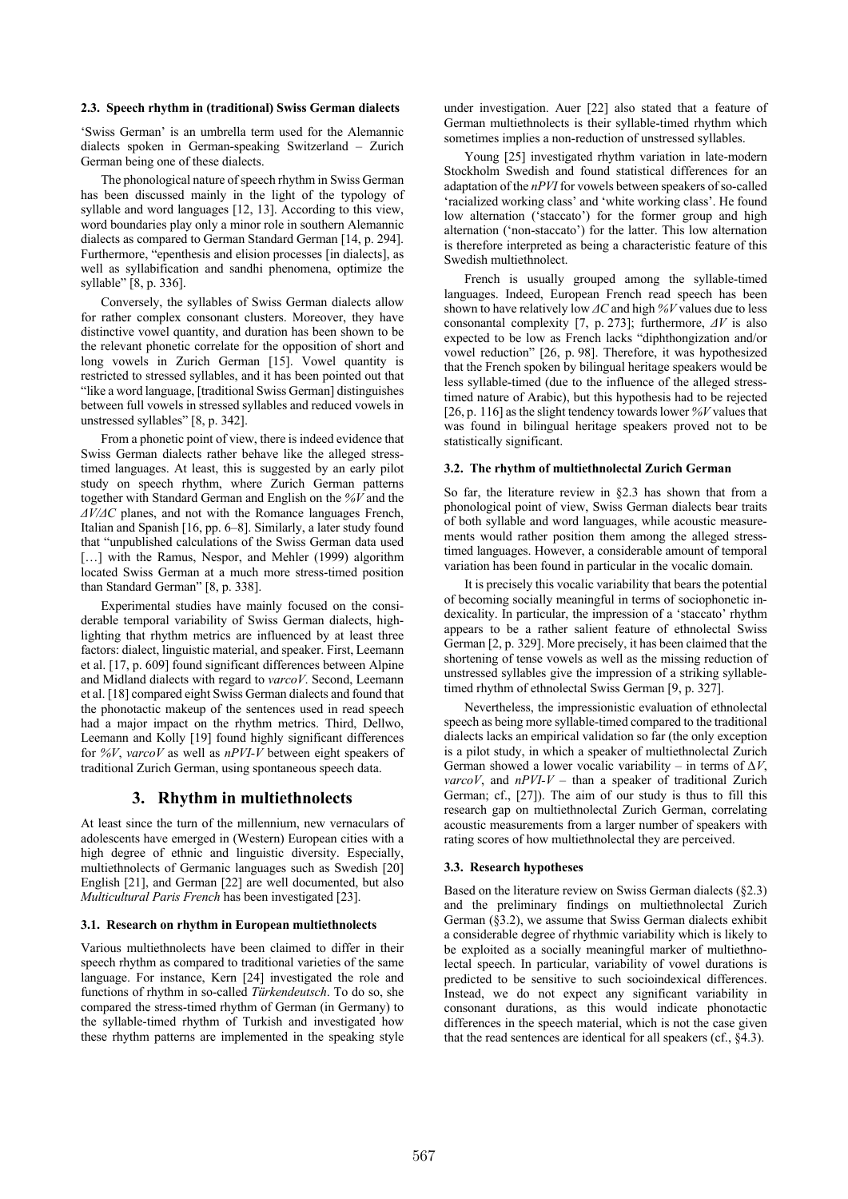### 2.3. Speech rhythm in (traditional) Swiss German dialects

'Swiss German' is an umbrella term used for the Alemannic dialects spoken in German-speaking Switzerland – Zurich German being one of these dialects.

The phonological nature of speech rhythm in Swiss German has been discussed mainly in the light of the typology of syllable and word languages [12, 13]. According to this view, word boundaries play only a minor role in southern Alemannic dialects as compared to German Standard German [14, p. 294]. Furthermore, "epenthesis and elision processes [in dialects], as well as syllabification and sandhi phenomena, optimize the syllable" [8, p. 336].

Conversely, the syllables of Swiss German dialects allow for rather complex consonant clusters. Moreover, they have distinctive vowel quantity, and duration has been shown to be the relevant phonetic correlate for the opposition of short and long vowels in Zurich German [15]. Vowel quantity is restricted to stressed syllables, and it has been pointed out that "like a word language, [traditional Swiss German] distinguishes between full vowels in stressed syllables and reduced vowels in unstressed syllables" [8, p. 342].

From a phonetic point of view, there is indeed evidence that Swiss German dialects rather behave like the alleged stress-timed languages. At least, this is suggested by an early pilot study on speech rhythm, where Zurich German patterns together with Standard German and English on the *%V* and the *ΔV/ΔC* planes, and not with the Romance languages French, Italian and Spanish [16, pp. 6–8]. Similarly, a later study found that "unpublished calculations of the Swiss German data used […] with the Ramus, Nespor, and Mehler (1999) algorithm located Swiss German at a much more stress-timed position than Standard German" [8, p. 338].

Experimental studies have mainly focused on the considerable temporal variability of Swiss German dialects, highlighting that rhythm metrics are influenced by at least three factors: dialect, linguistic material, and speaker. First, Leemann et al. [17, p. 609] found significant differences between Alpine and Midland dialects with regard to *varcoV*. Second, Leemann et al. [18] compared eight Swiss German dialects and found that the phonotactic makeup of the sentences used in read speech had a major impact on the rhythm metrics. Third, Dellwo, Leemann and Kolly [19] found highly significant differences for *%V*, *varcoV* as well as *nPVI-V* between eight speakers of traditional Zurich German, using spontaneous speech data.

## 3. Rhythm in multiethnolects

At least since the turn of the millennium, new vernaculars of adolescents have emerged in (Western) European cities with a high degree of ethnic and linguistic diversity. Especially, multiethnolects of Germanic languages such as Swedish [20] English [21], and German [22] are well documented, but also *Multicultural Paris French* has been investigated [23].

### 3.1. Research on rhythm in European multiethnolects

Various multiethnolects have been claimed to differ in their speech rhythm as compared to traditional varieties of the same language. For instance, Kern [24] investigated the role and functions of rhythm in so-called *Türkendeutsch*. To do so, she compared the stress-timed rhythm of German (in Germany) to the syllable-timed rhythm of Turkish and investigated how these rhythm patterns are implemented in the speaking style under investigation. Auer [22] also stated that a feature of German multiethnolects is their syllable-timed rhythm which sometimes implies a non-reduction of unstressed syllables.

Young [25] investigated rhythm variation in late-modern Stockholm Swedish and found statistical differences for an adaptation of the *nPVI* for vowels between speakers of so-called 'racialized working class' and 'white working class'. He found low alternation ('staccato') for the former group and high alternation ('non-staccato') for the latter. This low alternation is therefore interpreted as being a characteristic feature of this Swedish multiethnolect.

French is usually grouped among the syllable-timed languages. Indeed, European French read speech has been shown to have relatively low *ΔC* and high *%V* values due to less consonantal complexity [7, p. 273]; furthermore, *ΔV* is also expected to be low as French lacks "diphthongization and/or vowel reduction" [26, p. 98]. Therefore, it was hypothesized that the French spoken by bilingual heritage speakers would be less syllable-timed (due to the influence of the alleged stress-timed nature of Arabic), but this hypothesis had to be rejected [26, p. 116] as the slight tendency towards lower *%V* values that was found in bilingual heritage speakers proved not to be statistically significant.

### 3.2. The rhythm of multiethnolectal Zurich German

So far, the literature review in §2.3 has shown that from a phonological point of view, Swiss German dialects bear traits of both syllable and word languages, while acoustic measurements would rather position them among the alleged stress-timed languages. However, a considerable amount of temporal variation has been found in particular in the vocalic domain.

It is precisely this vocalic variability that bears the potential of becoming socially meaningful in terms of sociophonetic indexicality. In particular, the impression of a 'staccato' rhythm appears to be a rather salient feature of ethnolectal Swiss German [2, p. 329]. More precisely, it has been claimed that the shortening of tense vowels as well as the missing reduction of unstressed syllables give the impression of a striking syllable-timed rhythm of ethnolectal Swiss German [9, p. 327].

Nevertheless, the impressionistic evaluation of ethnolectal speech as being more syllable-timed compared to the traditional dialects lacks an empirical validation so far (the only exception is a pilot study, in which a speaker of multiethnolectal Zurich German showed a lower vocalic variability – in terms of *ΔV*, *varcoV*, and *nPVI-V* – than a speaker of traditional Zurich German; cf., [27]). The aim of our study is thus to fill this research gap on multiethnolectal Zurich German, correlating acoustic measurements from a larger number of speakers with rating scores of how multiethnolectal they are perceived.

### 3.3. Research hypotheses

Based on the literature review on Swiss German dialects (§2.3) and the preliminary findings on multiethnolectal Zurich German (§3.2), we assume that Swiss German dialects exhibit a considerable degree of rhythmic variability which is likely to be exploited as a socially meaningful marker of multiethnolectal speech. In particular, variability of vowel durations is predicted to be sensitive to such socioindexical differences. Instead, we do not expect any significant variability in consonant durations, as this would indicate phonotactic differences in the speech material, which is not the case given that the read sentences are identical for all speakers (cf., §4.3).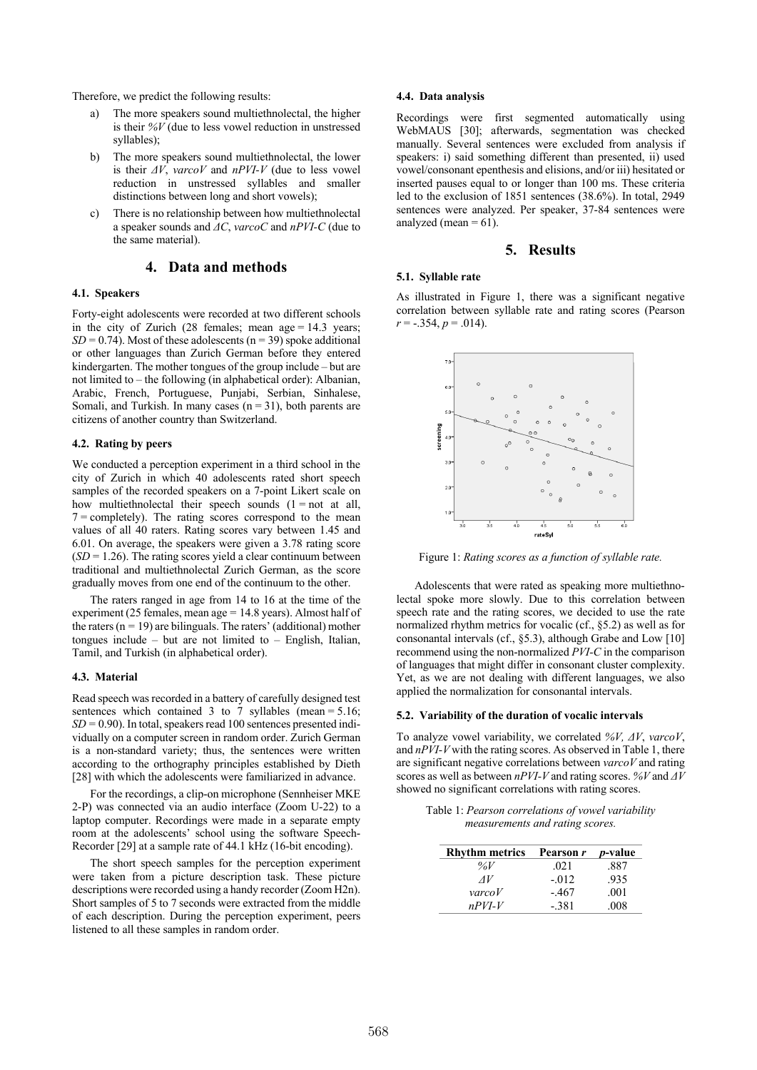Therefore, we predict the following results:

a) The more speakers sound multiethnolectal, the higher is their *%V* (due to less vowel reduction in unstressed syllables);

b) The more speakers sound multiethnolectal, the lower is their *ΔV*, *varcoV* and *nPVI-V* (due to less vowel reduction in unstressed syllables and smaller distinctions between long and short vowels);

c) There is no relationship between how multiethnolectal a speaker sounds and *ΔC*, *varcoC* and *nPVI-C* (due to the same material).

## 4. Data and methods

### 4.1. Speakers

Forty-eight adolescents were recorded at two different schools in the city of Zurich (28 females; mean age = 14.3 years; *SD* = 0.74). Most of these adolescents (n = 39) spoke additional or other languages than Zurich German before they entered kindergarten. The mother tongues of the group include – but are not limited to – the following (in alphabetical order): Albanian, Arabic, French, Portuguese, Punjabi, Serbian, Sinhalese, Somali, and Turkish. In many cases (n = 31), both parents are citizens of another country than Switzerland.

### 4.2. Rating by peers

We conducted a perception experiment in a third school in the city of Zurich in which 40 adolescents rated short speech samples of the recorded speakers on a 7-point Likert scale on how multiethnolectal their speech sounds (1 = not at all, 7 = completely). The rating scores correspond to the mean values of all 40 raters. Rating scores vary between 1.45 and 6.01. On average, the speakers were given a 3.78 rating score (*SD* = 1.26). The rating scores yield a clear continuum between traditional and multiethnolectal Zurich German, as the score gradually moves from one end of the continuum to the other.

The raters ranged in age from 14 to 16 at the time of the experiment (25 females, mean age = 14.8 years). Almost half of the raters (n = 19) are bilinguals. The raters' (additional) mother tongues include – but are not limited to – English, Italian, Tamil, and Turkish (in alphabetical order).

### 4.3. Material

Read speech was recorded in a battery of carefully designed test sentences which contained 3 to 7 syllables (mean = 5.16; *SD* = 0.90). In total, speakers read 100 sentences presented individually on a computer screen in random order. Zurich German is a non-standard variety; thus, the sentences were written according to the orthography principles established by Dieth [28] with which the adolescents were familiarized in advance.

For the recordings, a clip-on microphone (Sennheiser MKE 2-P) was connected via an audio interface (Zoom U-22) to a laptop computer. Recordings were made in a separate empty room at the adolescents' school using the software Speech-Recorder [29] at a sample rate of 44.1 kHz (16-bit encoding).

The short speech samples for the perception experiment were taken from a picture description task. These picture descriptions were recorded using a handy recorder (Zoom H2n). Short samples of 5 to 7 seconds were extracted from the middle of each description. During the perception experiment, peers listened to all these samples in random order.

### 4.4. Data analysis

Recordings were first segmented automatically using WebMAUS [30]; afterwards, segmentation was checked manually. Several sentences were excluded from analysis if speakers: i) said something different than presented, ii) used vowel/consonant epenthesis and elisions, and/or iii) hesitated or inserted pauses equal to or longer than 100 ms. These criteria led to the exclusion of 1851 sentences (38.6%). In total, 2949 sentences were analyzed. Per speaker, 37-84 sentences were analyzed (mean = 61).

## 5. Results

### 5.1. Syllable rate

As illustrated in Figure 1, there was a significant negative correlation between syllable rate and rating scores (Pearson $r$ = -.354, $p$ = .014).

Figure 1: *Rating scores as a function of syllable rate.*

Adolescents that were rated as speaking more multiethnolectal spoke more slowly. Due to this correlation between speech rate and the rating scores, we decided to use the rate normalized rhythm metrics for vocalic (cf., §5.2) as well as for consonantal intervals (cf., §5.3), although Grabe and Low [10] recommend using the non-normalized *PVI-C* in the comparison of languages that might differ in consonant cluster complexity. Yet, as we are not dealing with different languages, we also applied the normalization for consonantal intervals.

### 5.2. Variability of the duration of vocalic intervals

To analyze vowel variability, we correlated *%V*, *ΔV*, *varcoV*, and *nPVI-V* with the rating scores. As observed in Table 1, there are significant negative correlations between *varcoV* and rating scores as well as between *nPVI-V* and rating scores. *%V* and *ΔV* showed no significant correlations with rating scores.

Table 1: *Pearson correlations of vowel variability measurements and rating scores.*

| Rhythm metrics | Pearson *r* | *p*-value |
| --- | --- | --- |
| *%V* | .021 | .887 |
| *ΔV* | -.012 | .935 |
| *varcoV* | -.467 | .001 |
| *nPVI-V* | -.381 | .008 |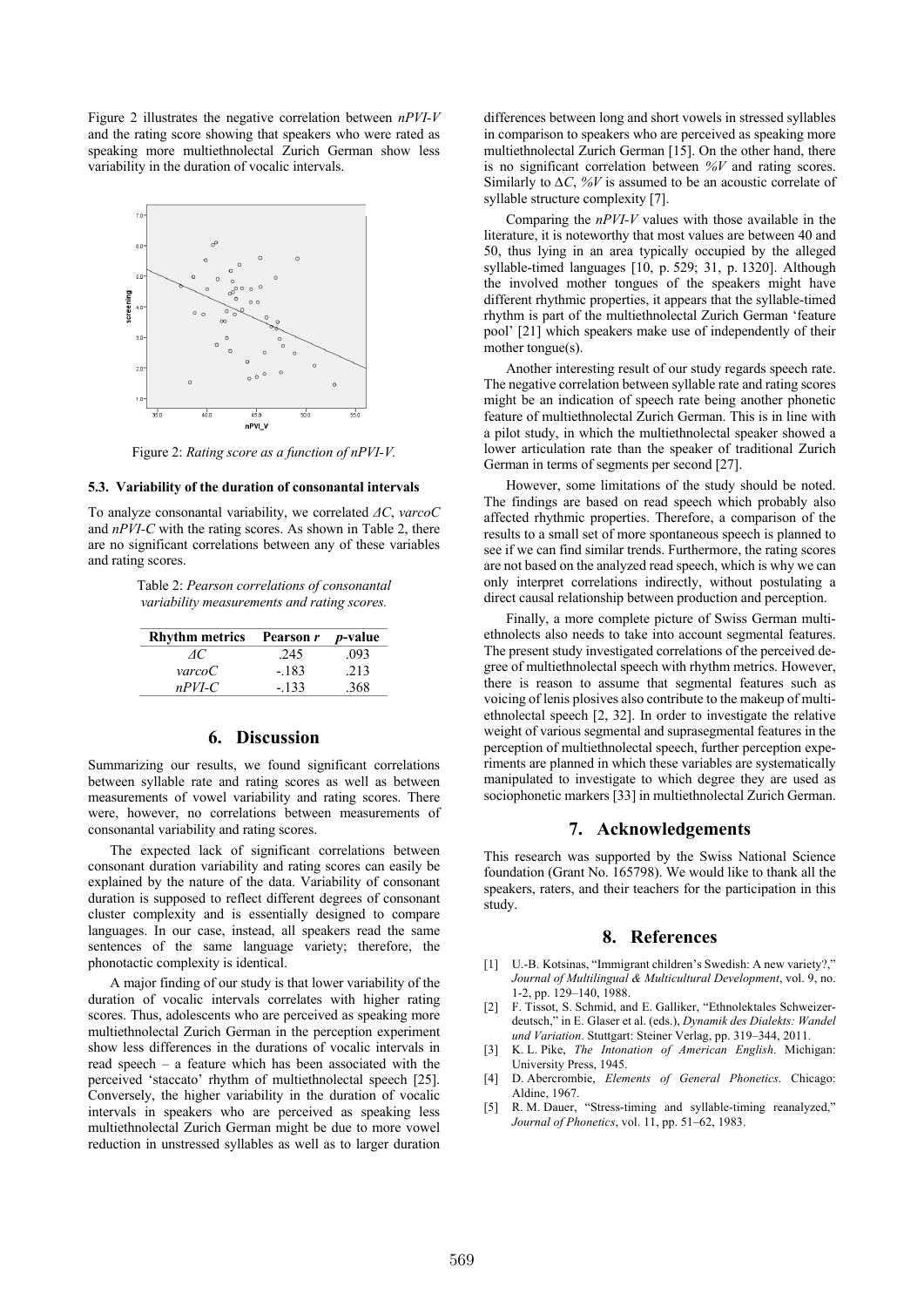Figure 2 illustrates the negative correlation between *nPVI-V* and the rating score showing that speakers who were rated as speaking more multiethnolectal Zurich German show less variability in the duration of vocalic intervals.

Figure 2: *Rating score as a function of nPVI-V.*

### 5.3. Variability of the duration of consonantal intervals

To analyze consonantal variability, we correlated *ΔC*, *varcoC* and *nPVI-C* with the rating scores. As shown in Table 2, there are no significant correlations between any of these variables and rating scores.

Table 2: *Pearson correlations of consonantal variability measurements and rating scores.*

| Rhythm metrics | Pearson *r* | *p*-value |
|---|---|---|
| *ΔC* | .245 | .093 |
| *varcoC* | -.183 | .213 |
| *nPVI-C* | -.133 | .368 |

## 6. Discussion

Summarizing our results, we found significant correlations between syllable rate and rating scores as well as between measurements of vowel variability and rating scores. There were, however, no correlations between measurements of consonantal variability and rating scores.

The expected lack of significant correlations between consonant duration variability and rating scores can easily be explained by the nature of the data. Variability of consonant duration is supposed to reflect different degrees of consonant cluster complexity and is essentially designed to compare languages. In our case, instead, all speakers read the same sentences of the same language variety; therefore, the phonotactic complexity is identical.

A major finding of our study is that lower variability of the duration of vocalic intervals correlates with higher rating scores. Thus, adolescents who are perceived as speaking more multiethnolectal Zurich German in the perception experiment show less differences in the durations of vocalic intervals in read speech – a feature which has been associated with the perceived 'staccato' rhythm of multiethnolectal speech [25]. Conversely, the higher variability in the duration of vocalic intervals in speakers who are perceived as speaking less multiethnolectal Zurich German might be due to more vowel reduction in unstressed syllables as well as to larger duration differences between long and short vowels in stressed syllables in comparison to speakers who are perceived as speaking more multiethnolectal Zurich German [15]. On the other hand, there is no significant correlation between *%V* and rating scores. Similarly to Δ*C*, *%V* is assumed to be an acoustic correlate of syllable structure complexity [7].

Comparing the *nPVI-V* values with those available in the literature, it is noteworthy that most values are between 40 and 50, thus lying in an area typically occupied by the alleged syllable-timed languages [10, p. 529; 31, p. 1320]. Although the involved mother tongues of the speakers might have different rhythmic properties, it appears that the syllable-timed rhythm is part of the multiethnolectal Zurich German 'feature pool' [21] which speakers make use of independently of their mother tongue(s).

Another interesting result of our study regards speech rate. The negative correlation between syllable rate and rating scores might be an indication of speech rate being another phonetic feature of multiethnolectal Zurich German. This is in line with a pilot study, in which the multiethnolectal speaker showed a lower articulation rate than the speaker of traditional Zurich German in terms of segments per second [27].

However, some limitations of the study should be noted. The findings are based on read speech which probably also affected rhythmic properties. Therefore, a comparison of the results to a small set of more spontaneous speech is planned to see if we can find similar trends. Furthermore, the rating scores are not based on the analyzed read speech, which is why we can only interpret correlations indirectly, without postulating a direct causal relationship between production and perception.

Finally, a more complete picture of Swiss German multiethnolects also needs to take into account segmental features. The present study investigated correlations of the perceived degree of multiethnolectal speech with rhythm metrics. However, there is reason to assume that segmental features such as voicing of lenis plosives also contribute to the makeup of multiethnolectal speech [2, 32]. In order to investigate the relative weight of various segmental and suprasegmental features in the perception of multiethnolectal speech, further perception experiments are planned in which these variables are systematically manipulated to investigate to which degree they are used as sociophonetic markers [33] in multiethnolectal Zurich German.

## 7. Acknowledgements

This research was supported by the Swiss National Science foundation (Grant No. 165798). We would like to thank all the speakers, raters, and their teachers for the participation in this study.

## 8. References

[1] U.-B. Kotsinas, "Immigrant children's Swedish: A new variety?," *Journal of Multilingual & Multicultural Development*, vol. 9, no. 1-2, pp. 129–140, 1988.

[2] F. Tissot, S. Schmid, and E. Galliker, "Ethnolektales Schweizerdeutsch," in E. Glaser et al. (eds.), *Dynamik des Dialekts: Wandel und Variation*. Stuttgart: Steiner Verlag, pp. 319–344, 2011.

[3] K. L. Pike, *The Intonation of American English*. Michigan: University Press, 1945.

[4] D. Abercrombie, *Elements of General Phonetics*. Chicago: Aldine, 1967.

[5] R. M. Dauer, "Stress-timing and syllable-timing reanalyzed," *Journal of Phonetics*, vol. 11, pp. 51–62, 1983.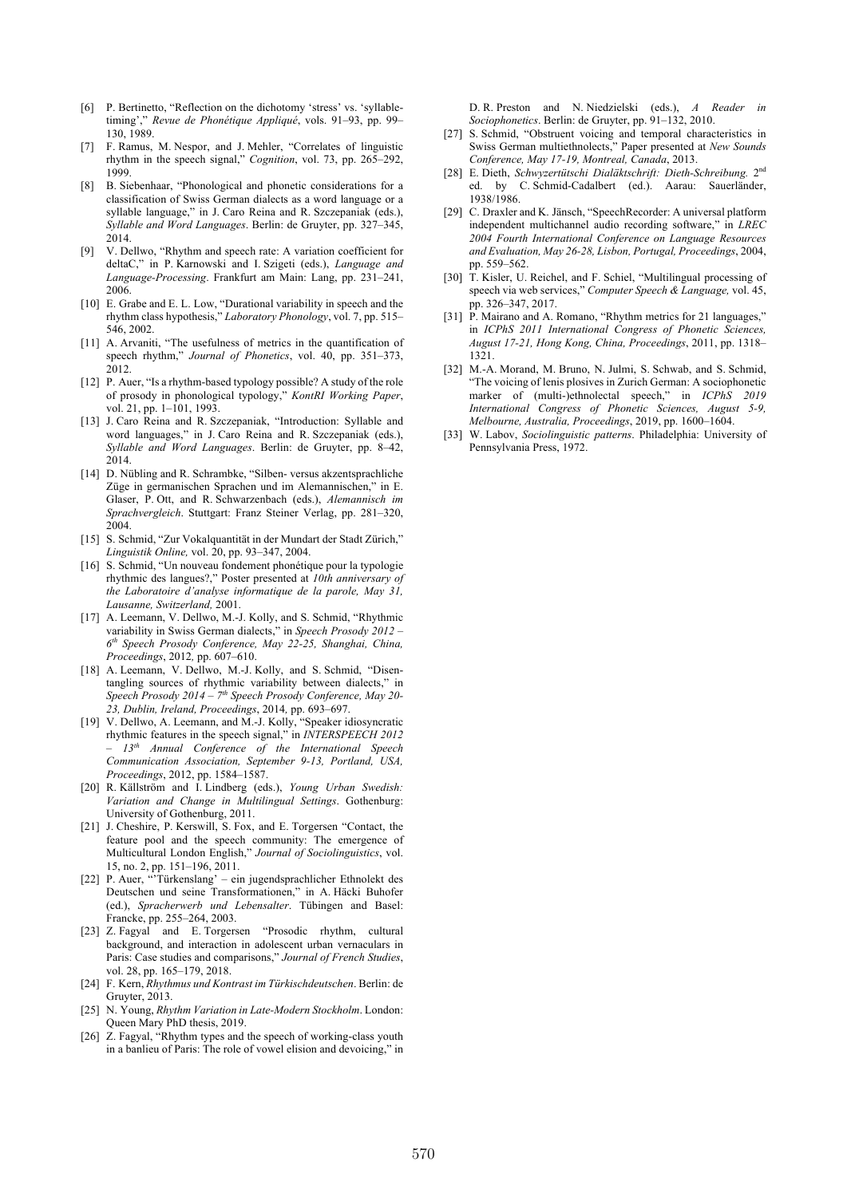[6] P. Bertinetto, "Reflection on the dichotomy 'stress' vs. 'syllable-timing'," *Revue de Phonétique Appliqué*, vols. 91–93, pp. 99–130, 1989.

[7] F. Ramus, M. Nespor, and J. Mehler, "Correlates of linguistic rhythm in the speech signal," *Cognition*, vol. 73, pp. 265–292, 1999.

[8] B. Siebenhaar, "Phonological and phonetic considerations for a classification of Swiss German dialects as a word language or a syllable language," in J. Caro Reina and R. Szczepaniak (eds.), *Syllable and Word Languages*. Berlin: de Gruyter, pp. 327–345, 2014.

[9] V. Dellwo, "Rhythm and speech rate: A variation coefficient for deltaC," in P. Karnowski and I. Szigeti (eds.), *Language and Language-Processing*. Frankfurt am Main: Lang, pp. 231–241, 2006.

[10] E. Grabe and E. L. Low, "Durational variability in speech and the rhythm class hypothesis," *Laboratory Phonology*, vol. 7, pp. 515–546, 2002.

[11] A. Arvaniti, "The usefulness of metrics in the quantification of speech rhythm," *Journal of Phonetics*, vol. 40, pp. 351–373, 2012.

[12] P. Auer, "Is a rhythm-based typology possible? A study of the role of prosody in phonological typology," *KontRI Working Paper*, vol. 21, pp. 1–101, 1993.

[13] J. Caro Reina and R. Szczepaniak, "Introduction: Syllable and word languages," in J. Caro Reina and R. Szczepaniak (eds.), *Syllable and Word Languages*. Berlin: de Gruyter, pp. 8–42, 2014.

[14] D. Nübling and R. Schrambke, "Silben- versus akzentsprachliche Züge in germanischen Sprachen und im Alemannischen," in E. Glaser, P. Ott, and R. Schwarzenbach (eds.), *Alemannisch im Sprachvergleich*. Stuttgart: Franz Steiner Verlag, pp. 281–320, 2004.

[15] S. Schmid, "Zur Vokalquantität in der Mundart der Stadt Zürich," *Linguistik Online,* vol. 20, pp. 93–347, 2004.

[16] S. Schmid, "Un nouveau fondement phonétique pour la typologie rhythmic des langues?," Poster presented at *10th anniversary of the Laboratoire d'analyse informatique de la parole, May 31, Lausanne, Switzerland,* 2001.

[17] A. Leemann, V. Dellwo, M.-J. Kolly, and S. Schmid, "Rhythmic variability in Swiss German dialects," in *Speech Prosody 2012 – 6th Speech Prosody Conference, May 22-25, Shanghai, China, Proceedings*, 2012*,* pp. 607–610.

[18] A. Leemann, V. Dellwo, M.-J. Kolly, and S. Schmid, "Disentangling sources of rhythmic variability between dialects," in *Speech Prosody 2014 – 7th Speech Prosody Conference, May 20-23, Dublin, Ireland, Proceedings*, 2014*,* pp. 693–697.

[19] V. Dellwo, A. Leemann, and M.-J. Kolly, "Speaker idiosyncratic rhythmic features in the speech signal," in *INTERSPEECH 2012 – 13th Annual Conference of the International Speech Communication Association, September 9-13, Portland, USA, Proceedings*, 2012, pp. 1584–1587.

[20] R. Källström and I. Lindberg (eds.), *Young Urban Swedish: Variation and Change in Multilingual Settings*. Gothenburg: University of Gothenburg, 2011.

[21] J. Cheshire, P. Kerswill, S. Fox, and E. Torgersen "Contact, the feature pool and the speech community: The emergence of Multicultural London English," *Journal of Sociolinguistics*, vol. 15, no. 2, pp. 151–196, 2011.

[22] P. Auer, "'Türkenslang' – ein jugendsprachlicher Ethnolekt des Deutschen und seine Transformationen," in A. Häcki Buhofer (ed.), *Spracherwerb und Lebensalter*. Tübingen and Basel: Francke, pp. 255–264, 2003.

[23] Z. Fagyal and E. Torgersen "Prosodic rhythm, cultural background, and interaction in adolescent urban vernaculars in Paris: Case studies and comparisons," *Journal of French Studies*, vol. 28, pp. 165–179, 2018.

[24] F. Kern, *Rhythmus und Kontrast im Türkischdeutschen*. Berlin: de Gruyter, 2013.

[25] N. Young, *Rhythm Variation in Late-Modern Stockholm*. London: Queen Mary PhD thesis, 2019.

[26] Z. Fagyal, "Rhythm types and the speech of working-class youth in a banlieu of Paris: The role of vowel elision and devoicing," in D. R. Preston and N. Niedzielski (eds.), *A Reader in Sociophonetics*. Berlin: de Gruyter, pp. 91–132, 2010.

[27] S. Schmid, "Obstruent voicing and temporal characteristics in Swiss German multiethnolects," Paper presented at *New Sounds Conference, May 17-19, Montreal, Canada*, 2013.

[28] E. Dieth, *Schwyzertütschi Dialäktschrift: Dieth-Schreibung.* 2nd ed. by C. Schmid-Cadalbert (ed.). Aarau: Sauerländer, 1938/1986.

[29] C. Draxler and K. Jänsch, "SpeechRecorder: A universal platform independent multichannel audio recording software," in *LREC 2004 Fourth International Conference on Language Resources and Evaluation, May 26-28, Lisbon, Portugal, Proceedings*, 2004, pp. 559–562.

[30] T. Kisler, U. Reichel, and F. Schiel, "Multilingual processing of speech via web services," *Computer Speech & Language,* vol. 45, pp. 326–347, 2017.

[31] P. Mairano and A. Romano, "Rhythm metrics for 21 languages," in *ICPhS 2011 International Congress of Phonetic Sciences, August 17-21, Hong Kong, China, Proceedings*, 2011, pp. 1318–1321.

[32] M.-A. Morand, M. Bruno, N. Julmi, S. Schwab, and S. Schmid, "The voicing of lenis plosives in Zurich German: A sociophonetic marker of (multi-)ethnolectal speech," in *ICPhS 2019 International Congress of Phonetic Sciences, August 5-9, Melbourne, Australia, Proceedings*, 2019, pp. 1600–1604.

[33] W. Labov, *Sociolinguistic patterns*. Philadelphia: University of Pennsylvania Press, 1972.